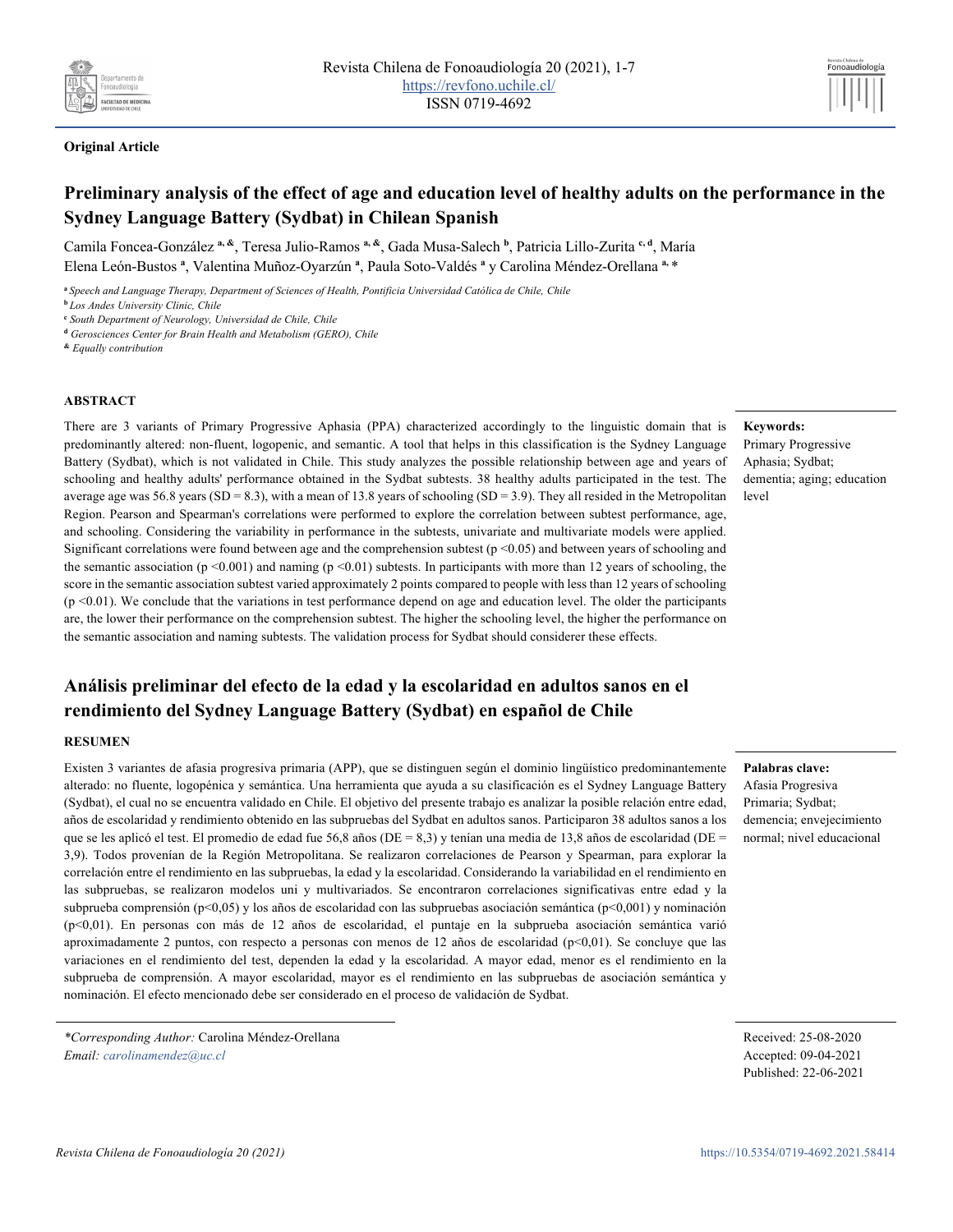**Original Article**

# Preliminary analysis of the effect of age and education level of healthy adults on the performance in the Sydney Language Battery (Sydbat) in Chilean Spanish

Camila Foncea-González [a, &], Teresa Julio-Ramos [a, &], Gada Musa-Salech [b], Patricia Lillo-Zurita [c, d], María Elena León-Bustos [a], Valentina Muñoz-Oyarzún [a], Paula Soto-Valdés [a] y Carolina Méndez-Orellana [a,] *

[a] *Speech and Language Therapy, Department of Sciences of Health, Pontificia Universidad Católica de Chile, Chile*
[b] *Los Andes University Clinic, Chile*
[c] *South Department of Neurology, Universidad de Chile, Chile*
[d] *Gerosciences Center for Brain Health and Metabolism (GERO), Chile*
[&] *Equally contribution*

## ABSTRACT

There are 3 variants of Primary Progressive Aphasia (PPA) characterized accordingly to the linguistic domain that is predominantly altered: non-fluent, logopenic, and semantic. A tool that helps in this classification is the Sydney Language Battery (Sydbat), which is not validated in Chile. This study analyzes the possible relationship between age and years of schooling and healthy adults' performance obtained in the Sydbat subtests. 38 healthy adults participated in the test. The average age was 56.8 years (SD = 8.3), with a mean of 13.8 years of schooling (SD = 3.9). They all resided in the Metropolitan Region. Pearson and Spearman's correlations were performed to explore the correlation between subtest performance, age, and schooling. Considering the variability in performance in the subtests, univariate and multivariate models were applied. Significant correlations were found between age and the comprehension subtest ($p < 0.05$) and between years of schooling and the semantic association ($p < 0.001$) and naming ($p < 0.01$) subtests. In participants with more than 12 years of schooling, the score in the semantic association subtest varied approximately 2 points compared to people with less than 12 years of schooling ($p < 0.01$). We conclude that the variations in test performance depend on age and education level. The older the participants are, the lower their performance on the comprehension subtest. The higher the schooling level, the higher the performance on the semantic association and naming subtests. The validation process for Sydbat should considerer these effects.

**Keywords:**
Primary Progressive Aphasia; Sydbat; dementia; aging; education level

# Análisis preliminar del efecto de la edad y la escolaridad en adultos sanos en el rendimiento del Sydney Language Battery (Sydbat) en español de Chile

## RESUMEN

Existen 3 variantes de afasia progresiva primaria (APP), que se distinguen según el dominio lingüístico predominantemente alterado: no fluente, logopénica y semántica. Una herramienta que ayuda a su clasificación es el Sydney Language Battery (Sydbat), el cual no se encuentra validado en Chile. El objetivo del presente trabajo es analizar la posible relación entre edad, años de escolaridad y rendimiento obtenido en las subpruebas del Sydbat en adultos sanos. Participaron 38 adultos sanos a los que se les aplicó el test. El promedio de edad fue 56,8 años (DE = 8,3) y tenían una media de 13,8 años de escolaridad (DE = 3,9). Todos provenían de la Región Metropolitana. Se realizaron correlaciones de Pearson y Spearman, para explorar la correlación entre el rendimiento en las subpruebas, la edad y la escolaridad. Considerando la variabilidad en el rendimiento en las subpruebas, se realizaron modelos uni y multivariados. Se encontraron correlaciones significativas entre edad y la subprueba comprensión ($p<0{,}05$) y los años de escolaridad con las subpruebas asociación semántica ($p<0{,}001$) y nominación ($p<0{,}01$). En personas con más de 12 años de escolaridad, el puntaje en la subprueba asociación semántica varió aproximadamente 2 puntos, con respecto a personas con menos de 12 años de escolaridad ($p<0{,}01$). Se concluye que las variaciones en el rendimiento del test, dependen la edad y la escolaridad. A mayor edad, menor es el rendimiento en la subprueba de comprensión. A mayor escolaridad, mayor es el rendimiento en las subpruebas de asociación semántica y nominación. El efecto mencionado debe ser considerado en el proceso de validación de Sydbat.

**Palabras clave:**
Afasia Progresiva Primaria; Sydbat; demencia; envejecimiento normal; nivel educacional

*\*Corresponding Author:* Carolina Méndez-Orellana
*Email:* *carolinamendez@uc.cl*

Received: 25-08-2020
Accepted: 09-04-2021
Published: 22-06-2021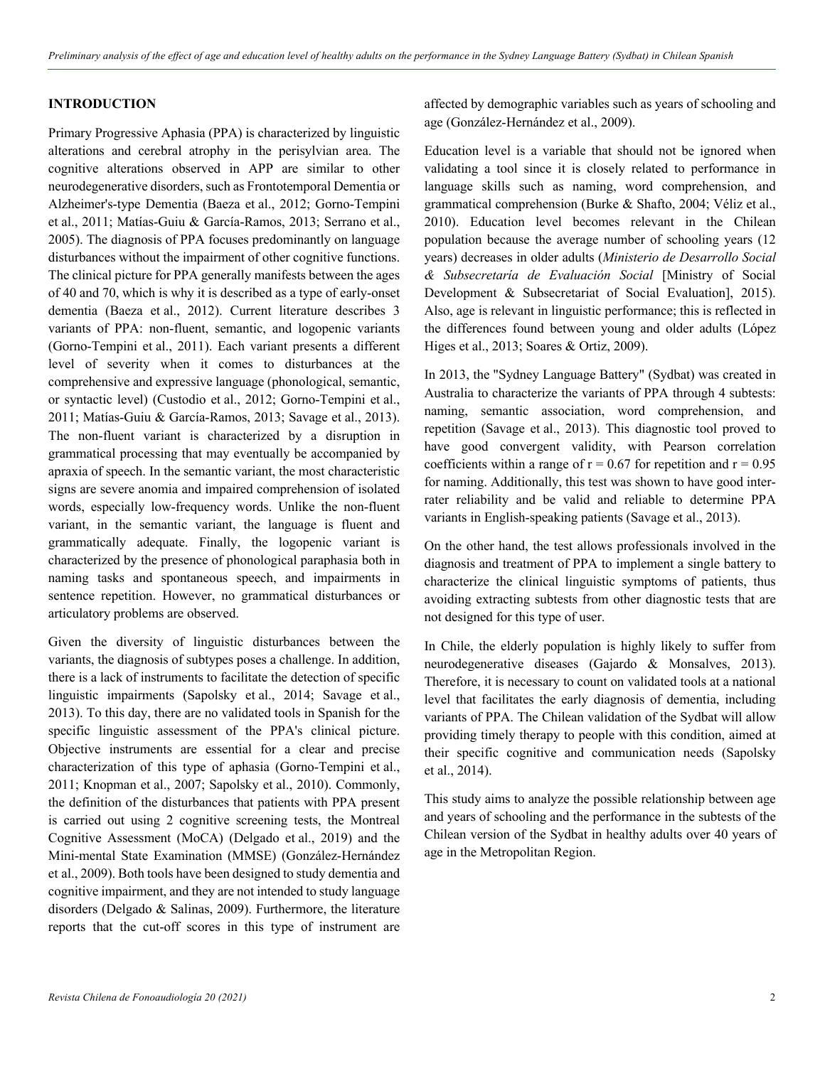## INTRODUCTION

Primary Progressive Aphasia (PPA) is characterized by linguistic alterations and cerebral atrophy in the perisylvian area. The cognitive alterations observed in APP are similar to other neurodegenerative disorders, such as Frontotemporal Dementia or Alzheimer's-type Dementia (Baeza et al., 2012; Gorno-Tempini et al., 2011; Matías-Guiu & García-Ramos, 2013; Serrano et al., 2005). The diagnosis of PPA focuses predominantly on language disturbances without the impairment of other cognitive functions. The clinical picture for PPA generally manifests between the ages of 40 and 70, which is why it is described as a type of early-onset dementia (Baeza et al., 2012). Current literature describes 3 variants of PPA: non-fluent, semantic, and logopenic variants (Gorno-Tempini et al., 2011). Each variant presents a different level of severity when it comes to disturbances at the comprehensive and expressive language (phonological, semantic, or syntactic level) (Custodio et al., 2012; Gorno-Tempini et al., 2011; Matías-Guiu & García-Ramos, 2013; Savage et al., 2013). The non-fluent variant is characterized by a disruption in grammatical processing that may eventually be accompanied by apraxia of speech. In the semantic variant, the most characteristic signs are severe anomia and impaired comprehension of isolated words, especially low-frequency words. Unlike the non-fluent variant, in the semantic variant, the language is fluent and grammatically adequate. Finally, the logopenic variant is characterized by the presence of phonological paraphasia both in naming tasks and spontaneous speech, and impairments in sentence repetition. However, no grammatical disturbances or articulatory problems are observed.

Given the diversity of linguistic disturbances between the variants, the diagnosis of subtypes poses a challenge. In addition, there is a lack of instruments to facilitate the detection of specific linguistic impairments (Sapolsky et al., 2014; Savage et al., 2013). To this day, there are no validated tools in Spanish for the specific linguistic assessment of the PPA's clinical picture. Objective instruments are essential for a clear and precise characterization of this type of aphasia (Gorno-Tempini et al., 2011; Knopman et al., 2007; Sapolsky et al., 2010). Commonly, the definition of the disturbances that patients with PPA present is carried out using 2 cognitive screening tests, the Montreal Cognitive Assessment (MoCA) (Delgado et al., 2019) and the Mini-mental State Examination (MMSE) (González-Hernández et al., 2009). Both tools have been designed to study dementia and cognitive impairment, and they are not intended to study language disorders (Delgado & Salinas, 2009). Furthermore, the literature reports that the cut-off scores in this type of instrument are affected by demographic variables such as years of schooling and age (González-Hernández et al., 2009).

Education level is a variable that should not be ignored when validating a tool since it is closely related to performance in language skills such as naming, word comprehension, and grammatical comprehension (Burke & Shafto, 2004; Véliz et al., 2010). Education level becomes relevant in the Chilean population because the average number of schooling years (12 years) decreases in older adults (*Ministerio de Desarrollo Social & Subsecretaría de Evaluación Social* [Ministry of Social Development & Subsecretariat of Social Evaluation], 2015). Also, age is relevant in linguistic performance; this is reflected in the differences found between young and older adults (López Higes et al., 2013; Soares & Ortiz, 2009).

In 2013, the "Sydney Language Battery" (Sydbat) was created in Australia to characterize the variants of PPA through 4 subtests: naming, semantic association, word comprehension, and repetition (Savage et al., 2013). This diagnostic tool proved to have good convergent validity, with Pearson correlation coefficients within a range of $r = 0.67$ for repetition and $r = 0.95$ for naming. Additionally, this test was shown to have good inter-rater reliability and be valid and reliable to determine PPA variants in English-speaking patients (Savage et al., 2013).

On the other hand, the test allows professionals involved in the diagnosis and treatment of PPA to implement a single battery to characterize the clinical linguistic symptoms of patients, thus avoiding extracting subtests from other diagnostic tests that are not designed for this type of user.

In Chile, the elderly population is highly likely to suffer from neurodegenerative diseases (Gajardo & Monsalves, 2013). Therefore, it is necessary to count on validated tools at a national level that facilitates the early diagnosis of dementia, including variants of PPA. The Chilean validation of the Sydbat will allow providing timely therapy to people with this condition, aimed at their specific cognitive and communication needs (Sapolsky et al., 2014).

This study aims to analyze the possible relationship between age and years of schooling and the performance in the subtests of the Chilean version of the Sydbat in healthy adults over 40 years of age in the Metropolitan Region.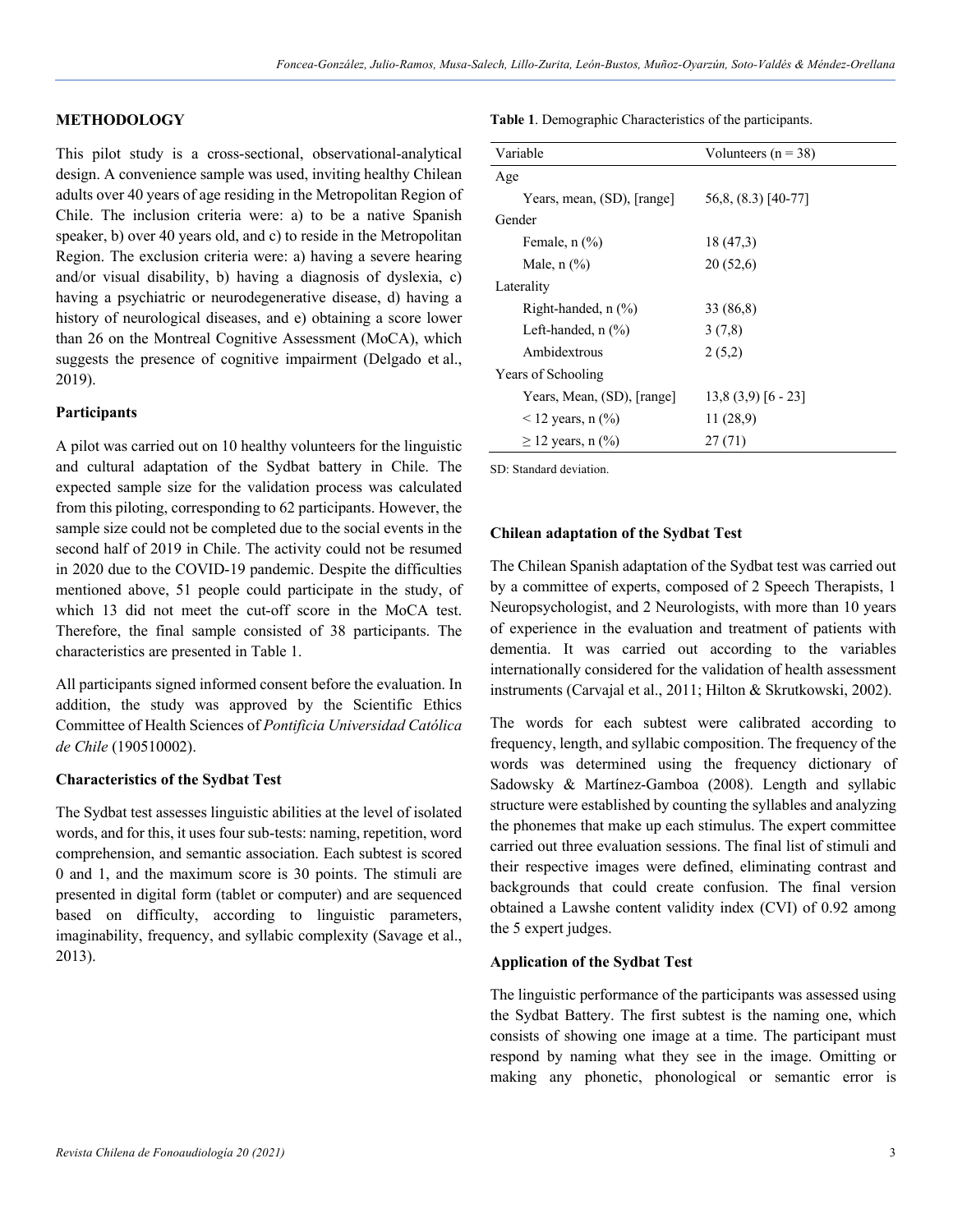## METHODOLOGY

This pilot study is a cross-sectional, observational-analytical design. A convenience sample was used, inviting healthy Chilean adults over 40 years of age residing in the Metropolitan Region of Chile. The inclusion criteria were: a) to be a native Spanish speaker, b) over 40 years old, and c) to reside in the Metropolitan Region. The exclusion criteria were: a) having a severe hearing and/or visual disability, b) having a diagnosis of dyslexia, c) having a psychiatric or neurodegenerative disease, d) having a history of neurological diseases, and e) obtaining a score lower than 26 on the Montreal Cognitive Assessment (MoCA), which suggests the presence of cognitive impairment (Delgado et al., 2019).

### Participants

A pilot was carried out on 10 healthy volunteers for the linguistic and cultural adaptation of the Sydbat battery in Chile. The expected sample size for the validation process was calculated from this piloting, corresponding to 62 participants. However, the sample size could not be completed due to the social events in the second half of 2019 in Chile. The activity could not be resumed in 2020 due to the COVID-19 pandemic. Despite the difficulties mentioned above, 51 people could participate in the study, of which 13 did not meet the cut-off score in the MoCA test. Therefore, the final sample consisted of 38 participants. The characteristics are presented in Table 1.

All participants signed informed consent before the evaluation. In addition, the study was approved by the Scientific Ethics Committee of Health Sciences of *Pontificia Universidad Católica de Chile* (190510002).

### Characteristics of the Sydbat Test

The Sydbat test assesses linguistic abilities at the level of isolated words, and for this, it uses four sub-tests: naming, repetition, word comprehension, and semantic association. Each subtest is scored 0 and 1, and the maximum score is 30 points. The stimuli are presented in digital form (tablet or computer) and are sequenced based on difficulty, according to linguistic parameters, imaginability, frequency, and syllabic complexity (Savage et al., 2013).

**Table 1**. Demographic Characteristics of the participants.

| Variable | Volunteers (n = 38) |
|---|---|
| Age | |
| Years, mean, (SD), [range] | 56,8, (8.3) [40-77] |
| Gender | |
| Female, n (%) | 18 (47,3) |
| Male, n (%) | 20 (52,6) |
| Laterality | |
| Right-handed, n (%) | 33 (86,8) |
| Left-handed, n (%) | 3 (7,8) |
| Ambidextrous | 2 (5,2) |
| Years of Schooling | |
| Years, Mean, (SD), [range] | 13,8 (3,9) [6 - 23] |
| < 12 years, n (%) | 11 (28,9) |
| ≥ 12 years, n (%) | 27 (71) |

SD: Standard deviation.

### Chilean adaptation of the Sydbat Test

The Chilean Spanish adaptation of the Sydbat test was carried out by a committee of experts, composed of 2 Speech Therapists, 1 Neuropsychologist, and 2 Neurologists, with more than 10 years of experience in the evaluation and treatment of patients with dementia. It was carried out according to the variables internationally considered for the validation of health assessment instruments (Carvajal et al., 2011; Hilton & Skrutkowski, 2002).

The words for each subtest were calibrated according to frequency, length, and syllabic composition. The frequency of the words was determined using the frequency dictionary of Sadowsky & Martínez-Gamboa (2008). Length and syllabic structure were established by counting the syllables and analyzing the phonemes that make up each stimulus. The expert committee carried out three evaluation sessions. The final list of stimuli and their respective images were defined, eliminating contrast and backgrounds that could create confusion. The final version obtained a Lawshe content validity index (CVI) of 0.92 among the 5 expert judges.

### Application of the Sydbat Test

The linguistic performance of the participants was assessed using the Sydbat Battery. The first subtest is the naming one, which consists of showing one image at a time. The participant must respond by naming what they see in the image. Omitting or making any phonetic, phonological or semantic error is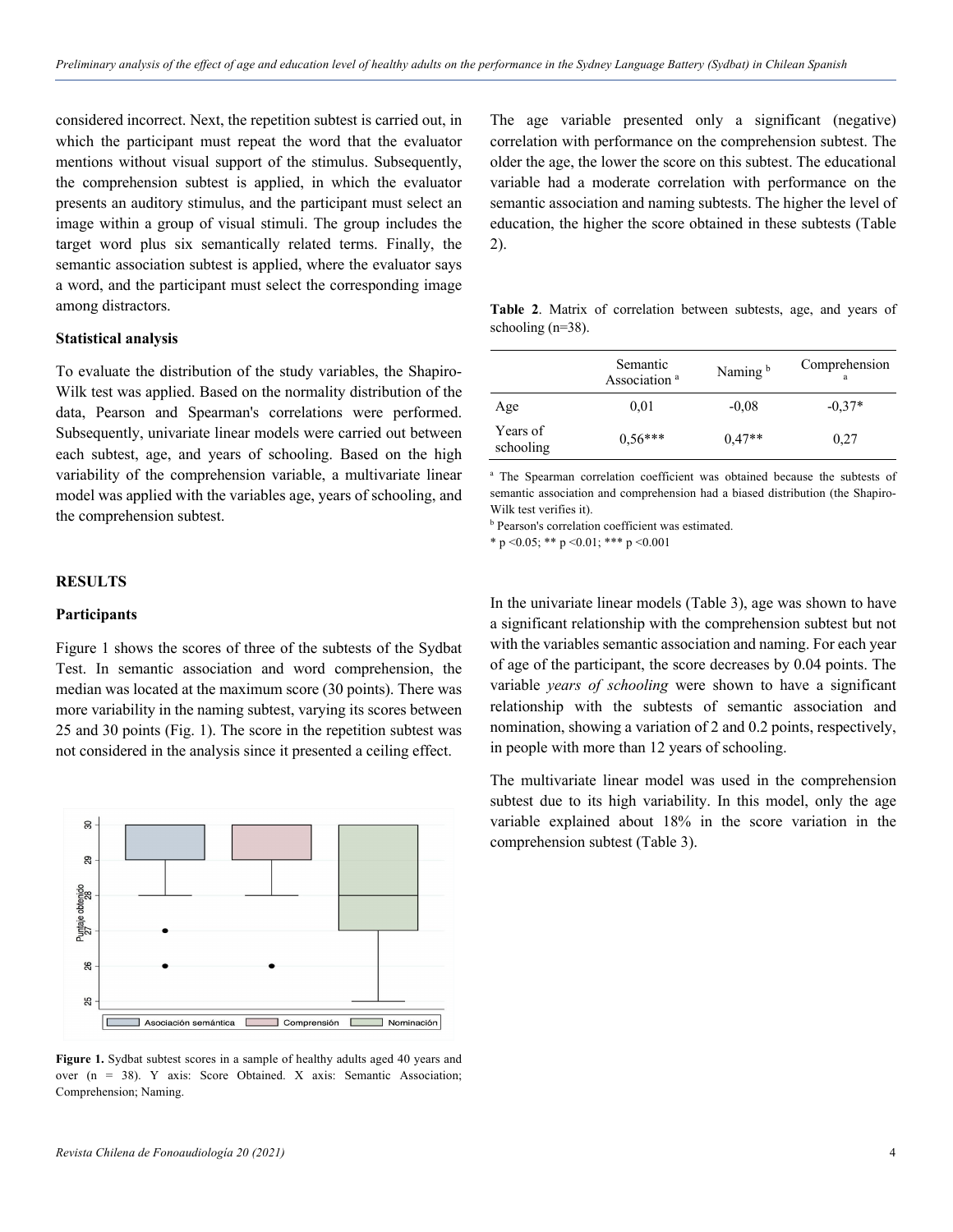considered incorrect. Next, the repetition subtest is carried out, in which the participant must repeat the word that the evaluator mentions without visual support of the stimulus. Subsequently, the comprehension subtest is applied, in which the evaluator presents an auditory stimulus, and the participant must select an image within a group of visual stimuli. The group includes the target word plus six semantically related terms. Finally, the semantic association subtest is applied, where the evaluator says a word, and the participant must select the corresponding image among distractors.

### Statistical analysis

To evaluate the distribution of the study variables, the Shapiro-Wilk test was applied. Based on the normality distribution of the data, Pearson and Spearman's correlations were performed. Subsequently, univariate linear models were carried out between each subtest, age, and years of schooling. Based on the high variability of the comprehension variable, a multivariate linear model was applied with the variables age, years of schooling, and the comprehension subtest.

## RESULTS

### Participants

Figure 1 shows the scores of three of the subtests of the Sydbat Test. In semantic association and word comprehension, the median was located at the maximum score (30 points). There was more variability in the naming subtest, varying its scores between 25 and 30 points (Fig. 1). The score in the repetition subtest was not considered in the analysis since it presented a ceiling effect.

**Figure 1.** Sydbat subtest scores in a sample of healthy adults aged 40 years and over (n = 38). Y axis: Score Obtained. X axis: Semantic Association; Comprehension; Naming.

The age variable presented only a significant (negative) correlation with performance on the comprehension subtest. The older the age, the lower the score on this subtest. The educational variable had a moderate correlation with performance on the semantic association and naming subtests. The higher the level of education, the higher the score obtained in these subtests (Table 2).

**Table 2**. Matrix of correlation between subtests, age, and years of schooling (n=38).

| | Semantic Association [a] | Naming [b] | Comprehension [a] |
|---|---|---|---|
| Age | 0,01 | -0,08 | -0,37* |
| Years of schooling | 0,56*** | 0,47** | 0,27 |

[a] The Spearman correlation coefficient was obtained because the subtests of semantic association and comprehension had a biased distribution (the Shapiro-Wilk test verifies it).

[b] Pearson's correlation coefficient was estimated.

* $p < 0.05$; ** $p < 0.01$; *** $p < 0.001$

In the univariate linear models (Table 3), age was shown to have a significant relationship with the comprehension subtest but not with the variables semantic association and naming. For each year of age of the participant, the score decreases by 0.04 points. The variable *years of schooling* were shown to have a significant relationship with the subtests of semantic association and nomination, showing a variation of 2 and 0.2 points, respectively, in people with more than 12 years of schooling.

The multivariate linear model was used in the comprehension subtest due to its high variability. In this model, only the age variable explained about 18% in the score variation in the comprehension subtest (Table 3).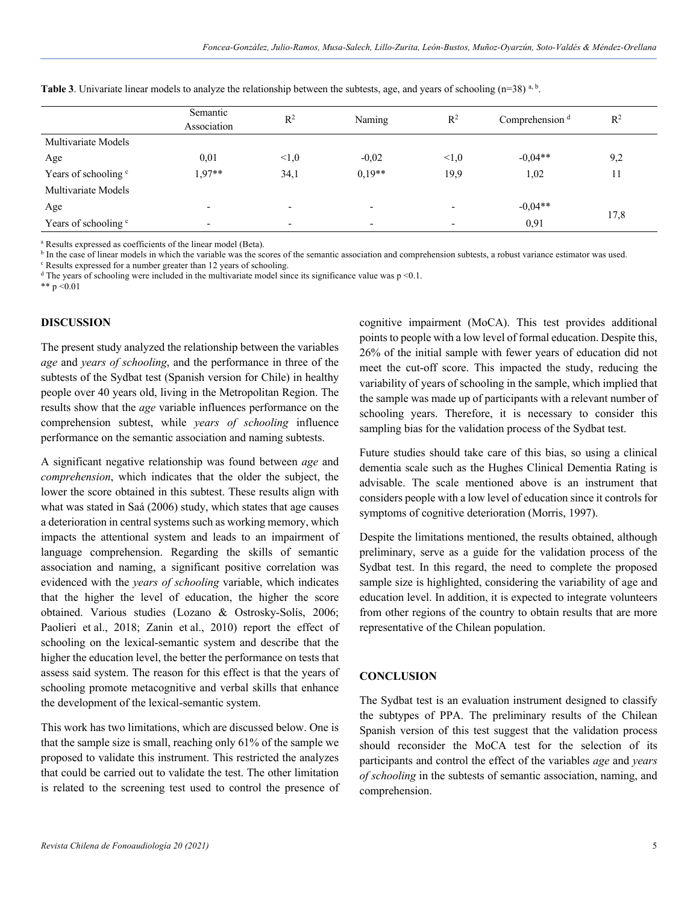**Table 3**. Univariate linear models to analyze the relationship between the subtests, age, and years of schooling (n=38) [a, b].

| | Semantic Association | $R^2$ | Naming | $R^2$ | Comprehension [d] | $R^2$ |
|---|---|---|---|---|---|---|
| Multivariate Models | | | | | | |
| Age | 0,01 | <1,0 | -0,02 | <1,0 | -0,04** | 9,2 |
| Years of schooling [c] | 1,97** | 34,1 | 0,19** | 19,9 | 1,02 | 11 |
| Multivariate Models | | | | | | |
| Age | - | - | - | - | -0,04** | 17,8 |
| Years of schooling [c] | - | - | - | - | 0,91 | |

[a] Results expressed as coefficients of the linear model (Beta).
[b] In the case of linear models in which the variable was the scores of the semantic association and comprehension subtests, a robust variance estimator was used.
[c] Results expressed for a number greater than 12 years of schooling.
[d] The years of schooling were included in the multivariate model since its significance value was p <0.1.
** p <0.01

## DISCUSSION

The present study analyzed the relationship between the variables *age* and *years of schooling*, and the performance in three of the subtests of the Sydbat test (Spanish version for Chile) in healthy people over 40 years old, living in the Metropolitan Region. The results show that the *age* variable influences performance on the comprehension subtest, while *years of schooling* influence performance on the semantic association and naming subtests.

A significant negative relationship was found between *age* and *comprehension*, which indicates that the older the subject, the lower the score obtained in this subtest. These results align with what was stated in Saá (2006) study, which states that age causes a deterioration in central systems such as working memory, which impacts the attentional system and leads to an impairment of language comprehension. Regarding the skills of semantic association and naming, a significant positive correlation was evidenced with the *years of schooling* variable, which indicates that the higher the level of education, the higher the score obtained. Various studies (Lozano & Ostrosky-Solís, 2006; Paolieri et al., 2018; Zanin et al., 2010) report the effect of schooling on the lexical-semantic system and describe that the higher the education level, the better the performance on tests that assess said system. The reason for this effect is that the years of schooling promote metacognitive and verbal skills that enhance the development of the lexical-semantic system.

This work has two limitations, which are discussed below. One is that the sample size is small, reaching only 61% of the sample we proposed to validate this instrument. This restricted the analyzes that could be carried out to validate the test. The other limitation is related to the screening test used to control the presence of cognitive impairment (MoCA). This test provides additional points to people with a low level of formal education. Despite this, 26% of the initial sample with fewer years of education did not meet the cut-off score. This impacted the study, reducing the variability of years of schooling in the sample, which implied that the sample was made up of participants with a relevant number of schooling years. Therefore, it is necessary to consider this sampling bias for the validation process of the Sydbat test.

Future studies should take care of this bias, so using a clinical dementia scale such as the Hughes Clinical Dementia Rating is advisable. The scale mentioned above is an instrument that considers people with a low level of education since it controls for symptoms of cognitive deterioration (Morris, 1997).

Despite the limitations mentioned, the results obtained, although preliminary, serve as a guide for the validation process of the Sydbat test. In this regard, the need to complete the proposed sample size is highlighted, considering the variability of age and education level. In addition, it is expected to integrate volunteers from other regions of the country to obtain results that are more representative of the Chilean population.

## CONCLUSION

The Sydbat test is an evaluation instrument designed to classify the subtypes of PPA. The preliminary results of the Chilean Spanish version of this test suggest that the validation process should reconsider the MoCA test for the selection of its participants and control the effect of the variables *age* and *years of schooling* in the subtests of semantic association, naming, and comprehension.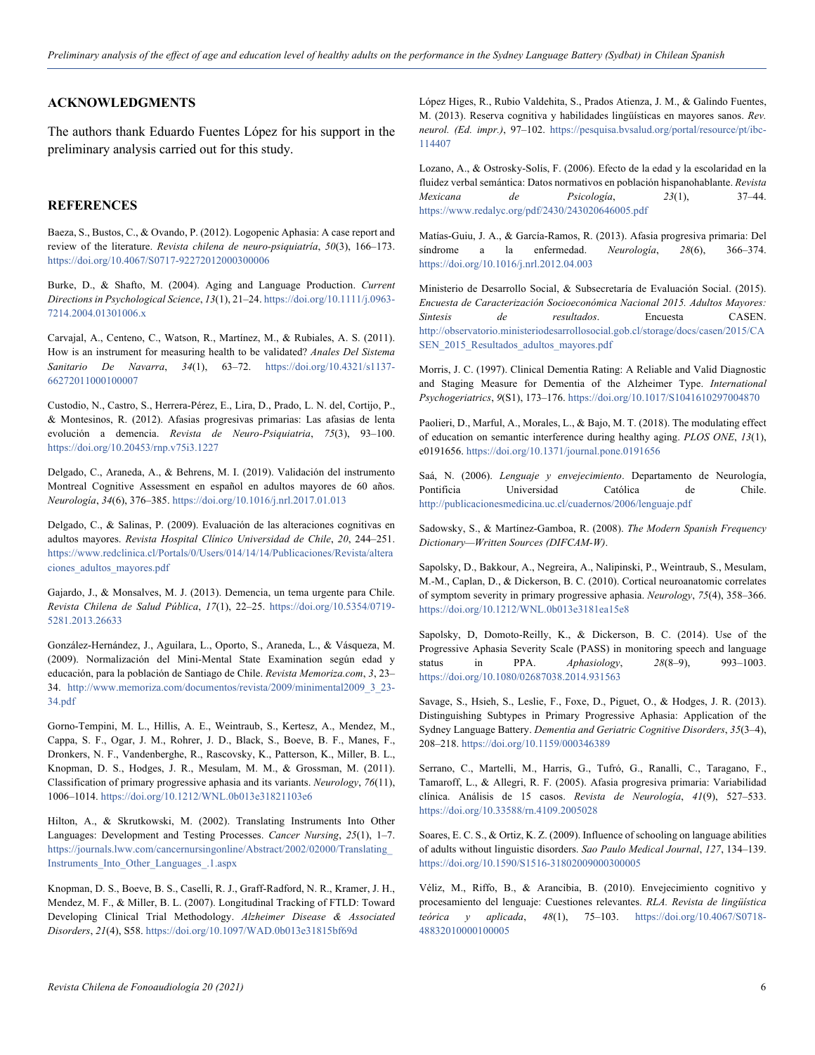## ACKNOWLEDGMENTS

The authors thank Eduardo Fuentes López for his support in the preliminary analysis carried out for this study.

## REFERENCES

Baeza, S., Bustos, C., & Ovando, P. (2012). Logopenic Aphasia: A case report and review of the literature. *Revista chilena de neuro-psiquiatría*, *50*(3), 166–173. https://doi.org/10.4067/S0717-92272012000300006

Burke, D., & Shafto, M. (2004). Aging and Language Production. *Current Directions in Psychological Science*, *13*(1), 21–24. https://doi.org/10.1111/j.0963-7214.2004.01301006.x

Carvajal, A., Centeno, C., Watson, R., Martínez, M., & Rubiales, A. S. (2011). How is an instrument for measuring health to be validated? *Anales Del Sistema Sanitario De Navarra*, *34*(1), 63–72. https://doi.org/10.4321/s1137-66272011000100007

Custodio, N., Castro, S., Herrera-Pérez, E., Lira, D., Prado, L. N. del, Cortijo, P., & Montesinos, R. (2012). Afasias progresivas primarias: Las afasias de lenta evolución a demencia. *Revista de Neuro-Psiquiatria*, *75*(3), 93–100. https://doi.org/10.20453/rnp.v75i3.1227

Delgado, C., Araneda, A., & Behrens, M. I. (2019). Validación del instrumento Montreal Cognitive Assessment en español en adultos mayores de 60 años. *Neurología*, *34*(6), 376–385. https://doi.org/10.1016/j.nrl.2017.01.013

Delgado, C., & Salinas, P. (2009). Evaluación de las alteraciones cognitivas en adultos mayores. *Revista Hospital Clínico Universidad de Chile*, *20*, 244–251. https://www.redclinica.cl/Portals/0/Users/014/14/14/Publicaciones/Revista/alteraciones_adultos_mayores.pdf

Gajardo, J., & Monsalves, M. J. (2013). Demencia, un tema urgente para Chile. *Revista Chilena de Salud Pública*, *17*(1), 22–25. https://doi.org/10.5354/0719-5281.2013.26633

González-Hernández, J., Aguilara, L., Oporto, S., Araneda, L., & Vásqueza, M. (2009). Normalización del Mini-Mental State Examination según edad y educación, para la población de Santiago de Chile. *Revista Memoriza.com*, *3*, 23–34. http://www.memoriza.com/documentos/revista/2009/minimental2009_3_23-34.pdf

Gorno-Tempini, M. L., Hillis, A. E., Weintraub, S., Kertesz, A., Mendez, M., Cappa, S. F., Ogar, J. M., Rohrer, J. D., Black, S., Boeve, B. F., Manes, F., Dronkers, N. F., Vandenberghe, R., Rascovsky, K., Patterson, K., Miller, B. L., Knopman, D. S., Hodges, J. R., Mesulam, M. M., & Grossman, M. (2011). Classification of primary progressive aphasia and its variants. *Neurology*, *76*(11), 1006–1014. https://doi.org/10.1212/WNL.0b013e31821103e6

Hilton, A., & Skrutkowski, M. (2002). Translating Instruments Into Other Languages: Development and Testing Processes. *Cancer Nursing*, *25*(1), 1–7. https://journals.lww.com/cancernursingonline/Abstract/2002/02000/Translating_Instruments_Into_Other_Languages_.1.aspx

Knopman, D. S., Boeve, B. S., Caselli, R. J., Graff-Radford, N. R., Kramer, J. H., Mendez, M. F., & Miller, B. L. (2007). Longitudinal Tracking of FTLD: Toward Developing Clinical Trial Methodology. *Alzheimer Disease & Associated Disorders*, *21*(4), S58. https://doi.org/10.1097/WAD.0b013e31815bf69d

López Higes, R., Rubio Valdehita, S., Prados Atienza, J. M., & Galindo Fuentes, M. (2013). Reserva cognitiva y habilidades lingüísticas en mayores sanos. *Rev. neurol. (Ed. impr.)*, 97–102. https://pesquisa.bvsalud.org/portal/resource/pt/ibc-114407

Lozano, A., & Ostrosky-Solís, F. (2006). Efecto de la edad y la escolaridad en la fluidez verbal semántica: Datos normativos en población hispanohablante. *Revista Mexicana de Psicología*, *23*(1), 37–44. https://www.redalyc.org/pdf/2430/243020646005.pdf

Matías-Guiu, J. A., & García-Ramos, R. (2013). Afasia progresiva primaria: Del síndrome a la enfermedad. *Neurología*, *28*(6), 366–374. https://doi.org/10.1016/j.nrl.2012.04.003

Ministerio de Desarrollo Social, & Subsecretaría de Evaluación Social. (2015). *Encuesta de Caracterización Socioeconómica Nacional 2015. Adultos Mayores: Síntesis de resultados*. Encuesta CASEN. http://observatorio.ministeriodesarrollosocial.gob.cl/storage/docs/casen/2015/CASEN_2015_Resultados_adultos_mayores.pdf

Morris, J. C. (1997). Clinical Dementia Rating: A Reliable and Valid Diagnostic and Staging Measure for Dementia of the Alzheimer Type. *International Psychogeriatrics*, *9*(S1), 173–176. https://doi.org/10.1017/S1041610297004870

Paolieri, D., Marful, A., Morales, L., & Bajo, M. T. (2018). The modulating effect of education on semantic interference during healthy aging. *PLOS ONE*, *13*(1), e0191656. https://doi.org/10.1371/journal.pone.0191656

Saá, N. (2006). *Lenguaje y envejecimiento*. Departamento de Neurología, Pontificia Universidad Católica de Chile. http://publicacionesmedicina.uc.cl/cuadernos/2006/lenguaje.pdf

Sadowsky, S., & Martínez-Gamboa, R. (2008). *The Modern Spanish Frequency Dictionary—Written Sources (DIFCAM-W)*.

Sapolsky, D., Bakkour, A., Negreira, A., Nalipinski, P., Weintraub, S., Mesulam, M.-M., Caplan, D., & Dickerson, B. C. (2010). Cortical neuroanatomic correlates of symptom severity in primary progressive aphasia. *Neurology*, *75*(4), 358–366. https://doi.org/10.1212/WNL.0b013e3181ea15e8

Sapolsky, D, Domoto-Reilly, K., & Dickerson, B. C. (2014). Use of the Progressive Aphasia Severity Scale (PASS) in monitoring speech and language status in PPA. *Aphasiology*, *28*(8–9), 993–1003. https://doi.org/10.1080/02687038.2014.931563

Savage, S., Hsieh, S., Leslie, F., Foxe, D., Piguet, O., & Hodges, J. R. (2013). Distinguishing Subtypes in Primary Progressive Aphasia: Application of the Sydney Language Battery. *Dementia and Geriatric Cognitive Disorders*, *35*(3–4), 208–218. https://doi.org/10.1159/000346389

Serrano, C., Martelli, M., Harris, G., Tufró, G., Ranalli, C., Taragano, F., Tamaroff, L., & Allegri, R. F. (2005). Afasia progresiva primaria: Variabilidad clínica. Análisis de 15 casos. *Revista de Neurología*, *41*(9), 527–533. https://doi.org/10.33588/rn.4109.2005028

Soares, E. C. S., & Ortiz, K. Z. (2009). Influence of schooling on language abilities of adults without linguistic disorders. *Sao Paulo Medical Journal*, *127*, 134–139. https://doi.org/10.1590/S1516-31802009000300005

Véliz, M., Riffo, B., & Arancibia, B. (2010). Envejecimiento cognitivo y procesamiento del lenguaje: Cuestiones relevantes. *RLA. Revista de lingüística teórica y aplicada*, *48*(1), 75–103. https://doi.org/10.4067/S0718-48832010000100005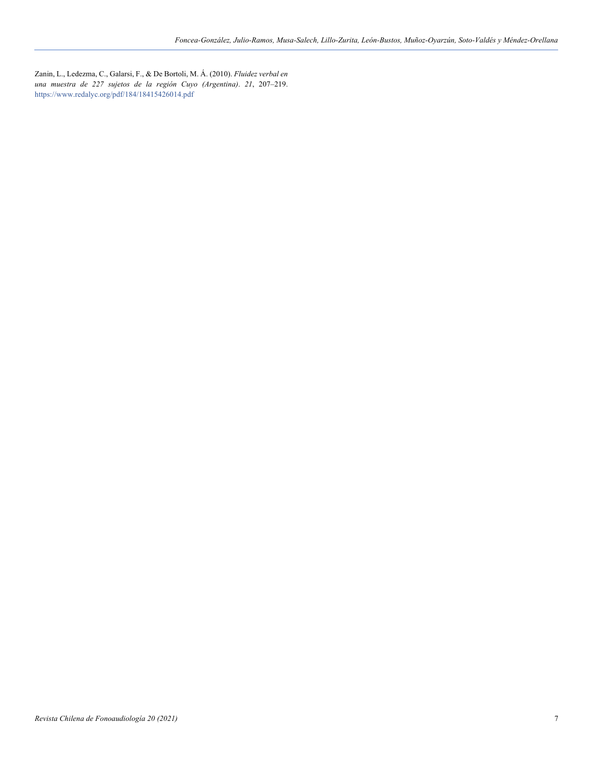Zanin, L., Ledezma, C., Galarsi, F., & De Bortoli, M. Á. (2010). *Fluidez verbal en una muestra de 227 sujetos de la región Cuyo (Argentina)*. *21*, 207–219. https://www.redalyc.org/pdf/184/18415426014.pdf